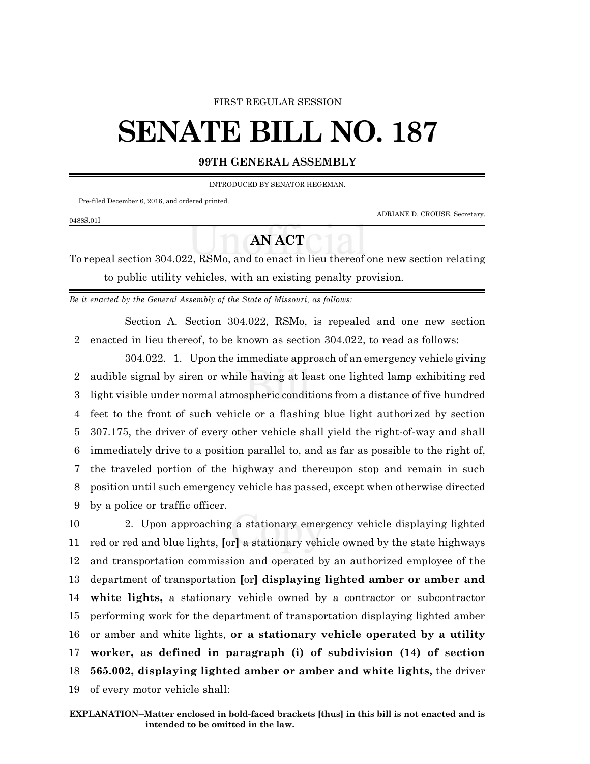FIRST REGULAR SESSION

# SENATE BILL NO. 187

**99TH GENERAL ASSEMBLY**

INTRODUCED BY SENATOR HEGEMAN.

Pre-filed December 6, 2016, and ordered printed.

ADRIANE D. CROUSE, Secretary.

0488S.01I

## AN ACT

To repeal section 304.022, RSMo, and to enact in lieu thereof one new section relating to public utility vehicles, with an existing penalty provision.

*Be it enacted by the General Assembly of the State of Missouri, as follows:*

Section A. Section 304.022, RSMo, is repealed and one new section enacted in lieu thereof, to be known as section 304.022, to read as follows:

304.022. 1. Upon the immediate approach of an emergency vehicle giving audible signal by siren or while having at least one lighted lamp exhibiting red light visible under normal atmospheric conditions from a distance of five hundred feet to the front of such vehicle or a flashing blue light authorized by section 307.175, the driver of every other vehicle shall yield the right-of-way and shall immediately drive to a position parallel to, and as far as possible to the right of, the traveled portion of the highway and thereupon stop and remain in such position until such emergency vehicle has passed, except when otherwise directed by a police or traffic officer.

2. Upon approaching a stationary emergency vehicle displaying lighted red or red and blue lights, **[**or**]** a stationary vehicle owned by the state highways and transportation commission and operated by an authorized employee of the department of transportation **[**or**] displaying lighted amber or amber and white lights,** a stationary vehicle owned by a contractor or subcontractor performing work for the department of transportation displaying lighted amber or amber and white lights, **or a stationary vehicle operated by a utility worker, as defined in paragraph (i) of subdivision (14) of section 565.002, displaying lighted amber or amber and white lights,** the driver of every motor vehicle shall:

**EXPLANATION–Matter enclosed in bold-faced brackets [thus] in this bill is not enacted and is intended to be omitted in the law.**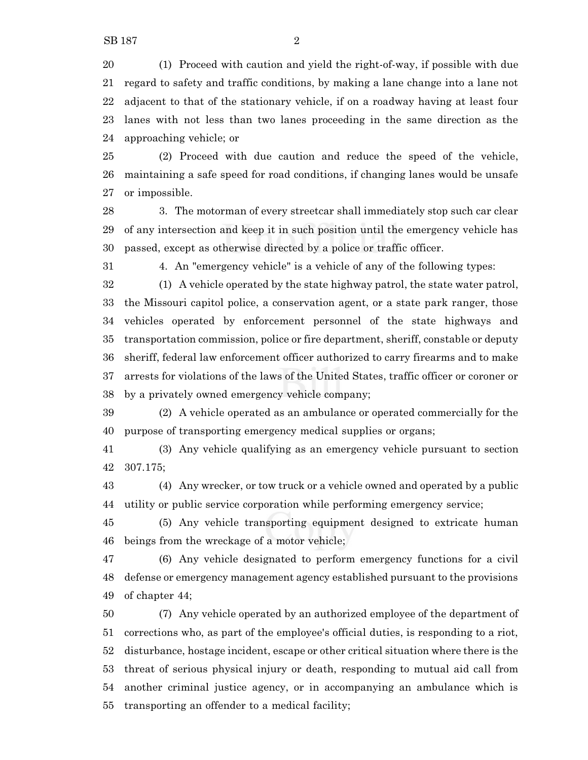(1) Proceed with caution and yield the right-of-way, if possible with due regard to safety and traffic conditions, by making a lane change into a lane not adjacent to that of the stationary vehicle, if on a roadway having at least four lanes with not less than two lanes proceeding in the same direction as the approaching vehicle; or

(2) Proceed with due caution and reduce the speed of the vehicle, maintaining a safe speed for road conditions, if changing lanes would be unsafe or impossible.

3. The motorman of every streetcar shall immediately stop such car clear of any intersection and keep it in such position until the emergency vehicle has passed, except as otherwise directed by a police or traffic officer.

4. An "emergency vehicle" is a vehicle of any of the following types:

(1) A vehicle operated by the state highway patrol, the state water patrol, the Missouri capitol police, a conservation agent, or a state park ranger, those vehicles operated by enforcement personnel of the state highways and transportation commission, police or fire department, sheriff, constable or deputy sheriff, federal law enforcement officer authorized to carry firearms and to make arrests for violations of the laws of the United States, traffic officer or coroner or by a privately owned emergency vehicle company;

(2) A vehicle operated as an ambulance or operated commercially for the purpose of transporting emergency medical supplies or organs;

(3) Any vehicle qualifying as an emergency vehicle pursuant to section 307.175;

(4) Any wrecker, or tow truck or a vehicle owned and operated by a public utility or public service corporation while performing emergency service;

(5) Any vehicle transporting equipment designed to extricate human beings from the wreckage of a motor vehicle;

(6) Any vehicle designated to perform emergency functions for a civil defense or emergency management agency established pursuant to the provisions of chapter 44;

(7) Any vehicle operated by an authorized employee of the department of corrections who, as part of the employee's official duties, is responding to a riot, disturbance, hostage incident, escape or other critical situation where there is the threat of serious physical injury or death, responding to mutual aid call from another criminal justice agency, or in accompanying an ambulance which is transporting an offender to a medical facility;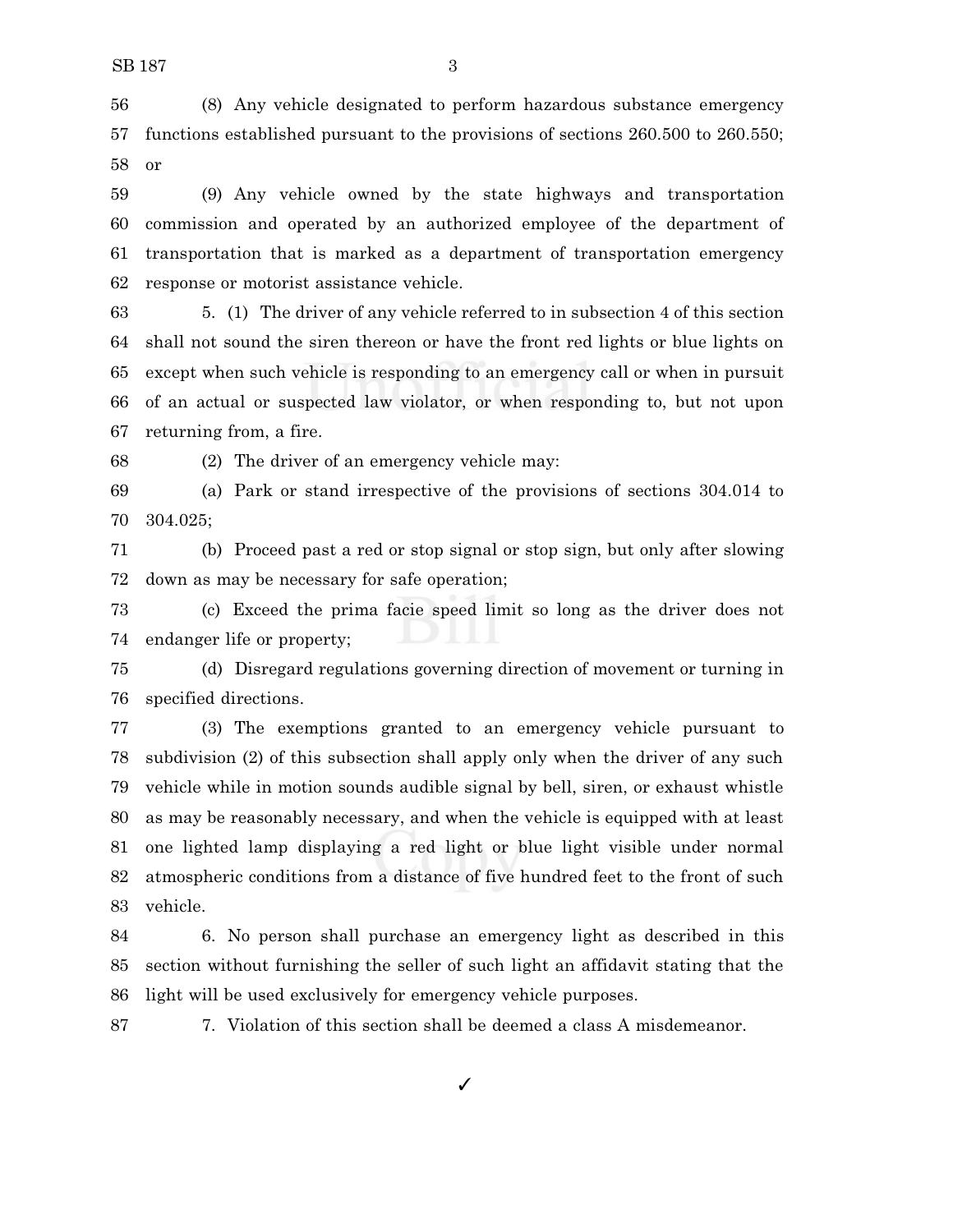(8) Any vehicle designated to perform hazardous substance emergency functions established pursuant to the provisions of sections 260.500 to 260.550; or

(9) Any vehicle owned by the state highways and transportation commission and operated by an authorized employee of the department of transportation that is marked as a department of transportation emergency response or motorist assistance vehicle.

5. (1) The driver of any vehicle referred to in subsection 4 of this section shall not sound the siren thereon or have the front red lights or blue lights on except when such vehicle is responding to an emergency call or when in pursuit of an actual or suspected law violator, or when responding to, but not upon returning from, a fire.

(2) The driver of an emergency vehicle may:

(a) Park or stand irrespective of the provisions of sections 304.014 to 304.025;

(b) Proceed past a red or stop signal or stop sign, but only after slowing down as may be necessary for safe operation;

(c) Exceed the prima facie speed limit so long as the driver does not endanger life or property;

(d) Disregard regulations governing direction of movement or turning in specified directions.

(3) The exemptions granted to an emergency vehicle pursuant to subdivision (2) of this subsection shall apply only when the driver of any such vehicle while in motion sounds audible signal by bell, siren, or exhaust whistle as may be reasonably necessary, and when the vehicle is equipped with at least one lighted lamp displaying a red light or blue light visible under normal atmospheric conditions from a distance of five hundred feet to the front of such vehicle.

6. No person shall purchase an emergency light as described in this section without furnishing the seller of such light an affidavit stating that the light will be used exclusively for emergency vehicle purposes.

7. Violation of this section shall be deemed a class A misdemeanor.

✓